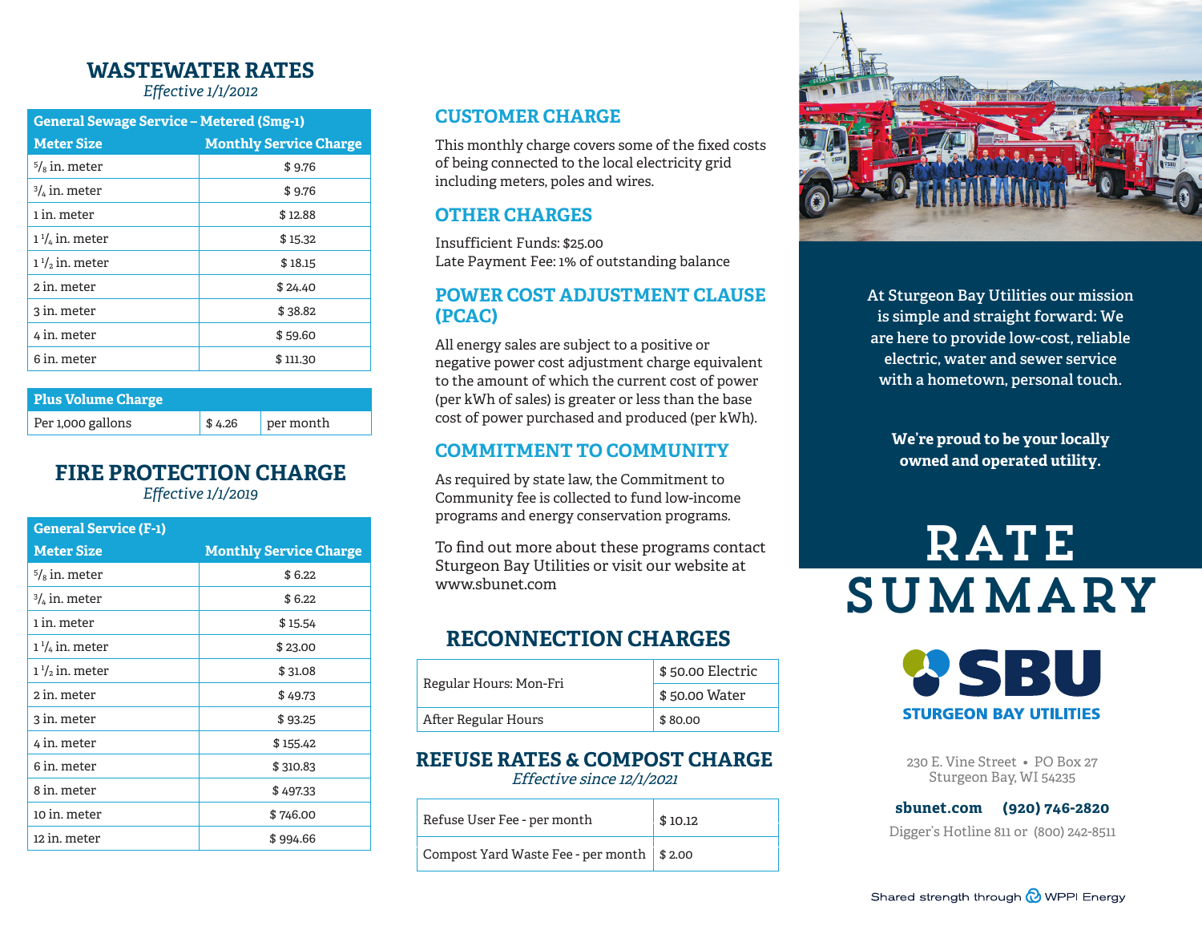## WASTEWATER RATES

*Effective 1/1/2012*

| General Sewage Service – Metered (Smg-1) | |
|---|---|
| **Meter Size** | **Monthly Service Charge** |
| 5/8 in. meter | $ 9.76 |
| 3/4 in. meter | $ 9.76 |
| 1 in. meter | $ 12.88 |
| 1 1/4 in. meter | $ 15.32 |
| 1 1/2 in. meter | $ 18.15 |
| 2 in. meter | $ 24.40 |
| 3 in. meter | $ 38.82 |
| 4 in. meter | $ 59.60 |
| 6 in. meter | $ 111.30 |

| Plus Volume Charge | | |
|---|---|---|
| Per 1,000 gallons | $ 4.26 | per month |

## FIRE PROTECTION CHARGE

*Effective 1/1/2019*

| General Service (F-1) | |
|---|---|
| **Meter Size** | **Monthly Service Charge** |
| 5/8 in. meter | $ 6.22 |
| 3/4 in. meter | $ 6.22 |
| 1 in. meter | $ 15.54 |
| 1 1/4 in. meter | $ 23.00 |
| 1 1/2 in. meter | $ 31.08 |
| 2 in. meter | $ 49.73 |
| 3 in. meter | $ 93.25 |
| 4 in. meter | $ 155.42 |
| 6 in. meter | $ 310.83 |
| 8 in. meter | $ 497.33 |
| 10 in. meter | $ 746.00 |
| 12 in. meter | $ 994.66 |

## CUSTOMER CHARGE

This monthly charge covers some of the fixed costs of being connected to the local electricity grid including meters, poles and wires.

## OTHER CHARGES

Insufficient Funds: $25.00
Late Payment Fee: 1% of outstanding balance

## POWER COST ADJUSTMENT CLAUSE (PCAC)

All energy sales are subject to a positive or negative power cost adjustment charge equivalent to the amount of which the current cost of power (per kWh of sales) is greater or less than the base cost of power purchased and produced (per kWh).

## COMMITMENT TO COMMUNITY

As required by state law, the Commitment to Community fee is collected to fund low-income programs and energy conservation programs.

To find out more about these programs contact Sturgeon Bay Utilities or visit our website at www.sbunet.com

## RECONNECTION CHARGES

| | |
|---|---|
| Regular Hours: Mon-Fri | $ 50.00 Electric |
| | $ 50.00 Water |
| After Regular Hours | $ 80.00 |

## REFUSE RATES & COMPOST CHARGE

*Effective since 12/1/2021*

| | |
|---|---|
| Refuse User Fee - per month | $ 10.12 |
| Compost Yard Waste Fee - per month | $ 2.00 |

At Sturgeon Bay Utilities our mission is simple and straight forward: We are here to provide low-cost, reliable electric, water and sewer service with a hometown, personal touch.

**We're proud to be your locally owned and operated utility.**

# RATE SUMMARY

**SBU**
**STURGEON BAY UTILITIES**

230 E. Vine Street • PO Box 27
Sturgeon Bay, WI 54235

**sbunet.com (920) 746-2820**

Digger's Hotline 811 or (800) 242-8511

Shared strength through WPPI Energy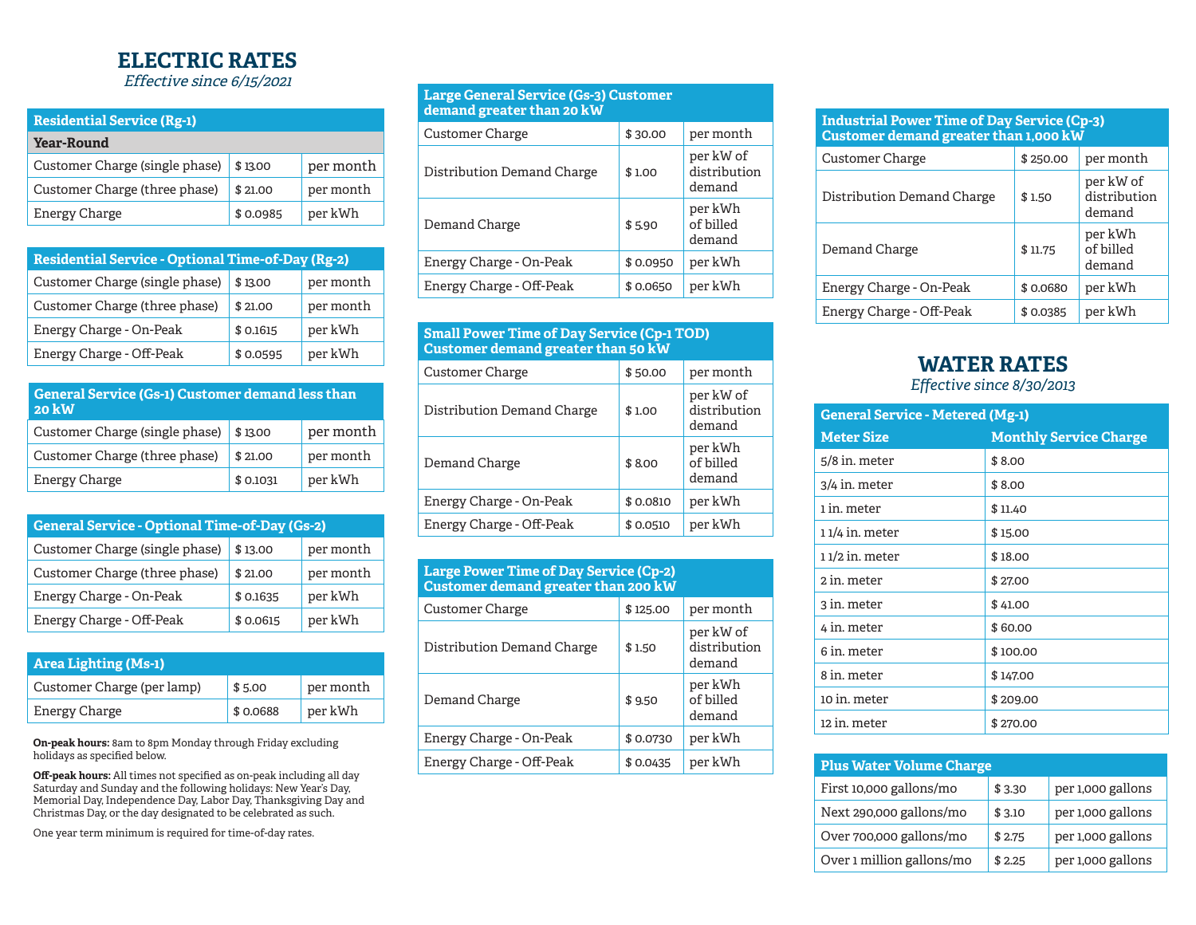# ELECTRIC RATES

*Effective since 6/15/2021*

| Residential Service (Rg-1) | | |
|---|---|---|
| **Year-Round** | | |
| Customer Charge (single phase) | $ 13.00 | per month |
| Customer Charge (three phase) | $ 21.00 | per month |
| Energy Charge | $ 0.0985 | per kWh |

| Residential Service - Optional Time-of-Day (Rg-2) | | |
|---|---|---|
| Customer Charge (single phase) | $ 13.00 | per month |
| Customer Charge (three phase) | $ 21.00 | per month |
| Energy Charge - On-Peak | $ 0.1615 | per kWh |
| Energy Charge - Off-Peak | $ 0.0595 | per kWh |

| General Service (Gs-1) Customer demand less than 20 kW | | |
|---|---|---|
| Customer Charge (single phase) | $ 13.00 | per month |
| Customer Charge (three phase) | $ 21.00 | per month |
| Energy Charge | $ 0.1031 | per kWh |

| General Service - Optional Time-of-Day (Gs-2) | | |
|---|---|---|
| Customer Charge (single phase) | $ 13.00 | per month |
| Customer Charge (three phase) | $ 21.00 | per month |
| Energy Charge - On-Peak | $ 0.1635 | per kWh |
| Energy Charge - Off-Peak | $ 0.0615 | per kWh |

| Area Lighting (Ms-1) | | |
|---|---|---|
| Customer Charge (per lamp) | $ 5.00 | per month |
| Energy Charge | $ 0.0688 | per kWh |

**On-peak hours:** 8am to 8pm Monday through Friday excluding holidays as specified below.

**Off-peak hours:** All times not specified as on-peak including all day Saturday and Sunday and the following holidays: New Year's Day, Memorial Day, Independence Day, Labor Day, Thanksgiving Day and Christmas Day, or the day designated to be celebrated as such.

One year term minimum is required for time-of-day rates.

| Large General Service (Gs-3) Customer demand greater than 20 kW | | |
|---|---|---|
| Customer Charge | $ 30.00 | per month |
| Distribution Demand Charge | $ 1.00 | per kW of distribution demand |
| Demand Charge | $ 5.90 | per kWh of billed demand |
| Energy Charge - On-Peak | $ 0.0950 | per kWh |
| Energy Charge - Off-Peak | $ 0.0650 | per kWh |

| Small Power Time of Day Service (Cp-1 TOD) Customer demand greater than 50 kW | | |
|---|---|---|
| Customer Charge | $ 50.00 | per month |
| Distribution Demand Charge | $ 1.00 | per kW of distribution demand |
| Demand Charge | $ 8.00 | per kWh of billed demand |
| Energy Charge - On-Peak | $ 0.0810 | per kWh |
| Energy Charge - Off-Peak | $ 0.0510 | per kWh |

| Large Power Time of Day Service (Cp-2) Customer demand greater than 200 kW | | |
|---|---|---|
| Customer Charge | $ 125.00 | per month |
| Distribution Demand Charge | $ 1.50 | per kW of distribution demand |
| Demand Charge | $ 9.50 | per kWh of billed demand |
| Energy Charge - On-Peak | $ 0.0730 | per kWh |
| Energy Charge - Off-Peak | $ 0.0435 | per kWh |

| Industrial Power Time of Day Service (Cp-3) Customer demand greater than 1,000 kW | | |
|---|---|---|
| Customer Charge | $ 250.00 | per month |
| Distribution Demand Charge | $ 1.50 | per kW of distribution demand |
| Demand Charge | $ 11.75 | per kWh of billed demand |
| Energy Charge - On-Peak | $ 0.0680 | per kWh |
| Energy Charge - Off-Peak | $ 0.0385 | per kWh |

# WATER RATES

*Effective since 8/30/2013*

| General Service - Metered (Mg-1) | |
|---|---|
| **Meter Size** | **Monthly Service Charge** |
| 5/8 in. meter | $ 8.00 |
| 3/4 in. meter | $ 8.00 |
| 1 in. meter | $ 11.40 |
| 1 1/4 in. meter | $ 15.00 |
| 1 1/2 in. meter | $ 18.00 |
| 2 in. meter | $ 27.00 |
| 3 in. meter | $ 41.00 |
| 4 in. meter | $ 60.00 |
| 6 in. meter | $ 100.00 |
| 8 in. meter | $ 147.00 |
| 10 in. meter | $ 209.00 |
| 12 in. meter | $ 270.00 |

| Plus Water Volume Charge | | |
|---|---|---|
| First 10,000 gallons/mo | $ 3.30 | per 1,000 gallons |
| Next 290,000 gallons/mo | $ 3.10 | per 1,000 gallons |
| Over 700,000 gallons/mo | $ 2.75 | per 1,000 gallons |
| Over 1 million gallons/mo | $ 2.25 | per 1,000 gallons |